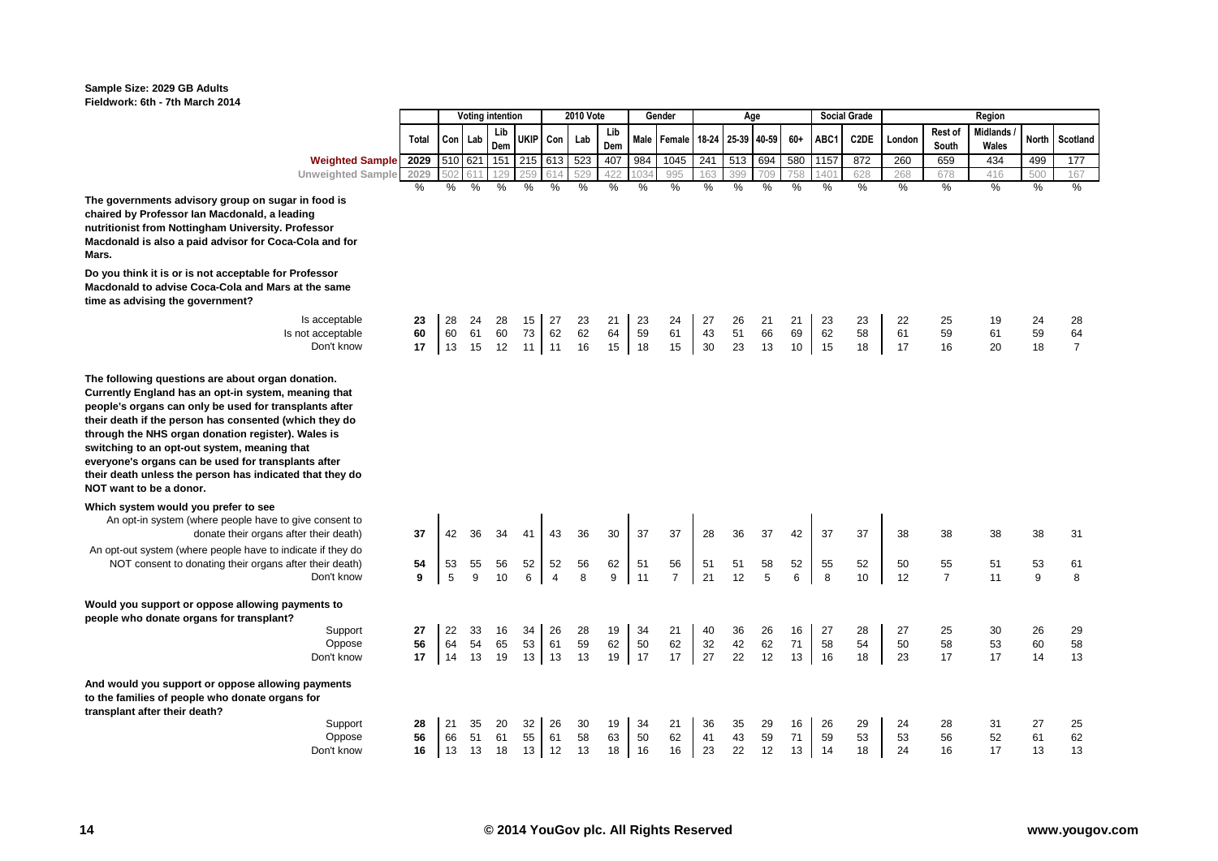**Sample Size: 2029 GB Adults**
**Fieldwork: 6th - 7th March 2014**

| | Total | Voting intention | | | | 2010 Vote | | | Gender | | Age | | | | Social Grade | | Region | | | | |
|---|---|---|---|---|---|---|---|---|---|---|---|---|---|---|---|---|---|---|---|---|---|
| | | Con | Lab | Lib Dem | UKIP | Con | Lab | Lib Dem | Male | Female | 18-24 | 25-39 | 40-59 | 60+ | ABC1 | C2DE | London | Rest of South | Midlands / Wales | North | Scotland |
| **Weighted Sample** | 2029 | 510 | 621 | 151 | 215 | 613 | 523 | 407 | 984 | 1045 | 241 | 513 | 694 | 580 | 1157 | 872 | 260 | 659 | 434 | 499 | 177 |
| **Unweighted Sample** | 2029 | 502 | 611 | 129 | 259 | 614 | 529 | 422 | 1034 | 995 | 163 | 399 | 709 | 758 | 1401 | 628 | 268 | 678 | 416 | 500 | 167 |
| | % | % | % | % | % | % | % | % | % | % | % | % | % | % | % | % | % | % | % | % | % |
| **The governments advisory group on sugar in food is chaired by Professor Ian Macdonald, a leading nutritionist from Nottingham University. Professor Macdonald is also a paid advisor for Coca-Cola and for Mars.** | | | | | | | | | | | | | | | | | | | | | |
| **Do you think it is or is not acceptable for Professor Macdonald to advise Coca-Cola and Mars at the same time as advising the government?** | | | | | | | | | | | | | | | | | | | | | |
| Is acceptable | 23 | 28 | 24 | 28 | 15 | 27 | 23 | 21 | 23 | 24 | 27 | 26 | 21 | 21 | 23 | 23 | 22 | 25 | 19 | 24 | 28 |
| Is not acceptable | 60 | 60 | 61 | 60 | 73 | 62 | 62 | 64 | 59 | 61 | 43 | 51 | 66 | 69 | 62 | 58 | 61 | 59 | 61 | 59 | 64 |
| Don't know | 17 | 13 | 15 | 12 | 11 | 11 | 16 | 15 | 18 | 15 | 30 | 23 | 13 | 10 | 15 | 18 | 17 | 16 | 20 | 18 | 7 |
| **The following questions are about organ donation. Currently England has an opt-in system, meaning that people's organs can only be used for transplants after their death if the person has consented (which they do through the NHS organ donation register). Wales is switching to an opt-out system, meaning that everyone's organs can be used for transplants after their death unless the person has indicated that they do NOT want to be a donor.** | | | | | | | | | | | | | | | | | | | | | |
| **Which system would you prefer to see** | | | | | | | | | | | | | | | | | | | | | |
| An opt-in system (where people have to give consent to donate their organs after their death) | 37 | 42 | 36 | 34 | 41 | 43 | 36 | 30 | 37 | 37 | 28 | 36 | 37 | 42 | 37 | 37 | 38 | 38 | 38 | 38 | 31 |
| An opt-out system (where people have to indicate if they do NOT consent to donating their organs after their death) | 54 | 53 | 55 | 56 | 52 | 52 | 56 | 62 | 51 | 56 | 51 | 51 | 58 | 52 | 55 | 52 | 50 | 55 | 51 | 53 | 61 |
| Don't know | 9 | 5 | 9 | 10 | 6 | 4 | 8 | 9 | 11 | 7 | 21 | 12 | 5 | 6 | 8 | 10 | 12 | 7 | 11 | 9 | 8 |
| **Would you support or oppose allowing payments to people who donate organs for transplant?** | | | | | | | | | | | | | | | | | | | | | |
| Support | 27 | 22 | 33 | 16 | 34 | 26 | 28 | 19 | 34 | 21 | 40 | 36 | 26 | 16 | 27 | 28 | 27 | 25 | 30 | 26 | 29 |
| Oppose | 56 | 64 | 54 | 65 | 53 | 61 | 59 | 62 | 50 | 62 | 32 | 42 | 62 | 71 | 58 | 54 | 50 | 58 | 53 | 60 | 58 |
| Don't know | 17 | 14 | 13 | 19 | 13 | 13 | 13 | 19 | 17 | 17 | 27 | 22 | 12 | 13 | 16 | 18 | 23 | 17 | 17 | 14 | 13 |
| **And would you support or oppose allowing payments to the families of people who donate organs for transplant after their death?** | | | | | | | | | | | | | | | | | | | | | |
| Support | 28 | 21 | 35 | 20 | 32 | 26 | 30 | 19 | 34 | 21 | 36 | 35 | 29 | 16 | 26 | 29 | 24 | 28 | 31 | 27 | 25 |
| Oppose | 56 | 66 | 51 | 61 | 55 | 61 | 58 | 63 | 50 | 62 | 41 | 43 | 59 | 71 | 59 | 53 | 53 | 56 | 52 | 61 | 62 |
| Don't know | 16 | 13 | 13 | 18 | 13 | 12 | 13 | 18 | 16 | 16 | 23 | 22 | 12 | 13 | 14 | 18 | 24 | 16 | 17 | 13 | 13 |

© 2014 YouGov plc. All Rights Reserved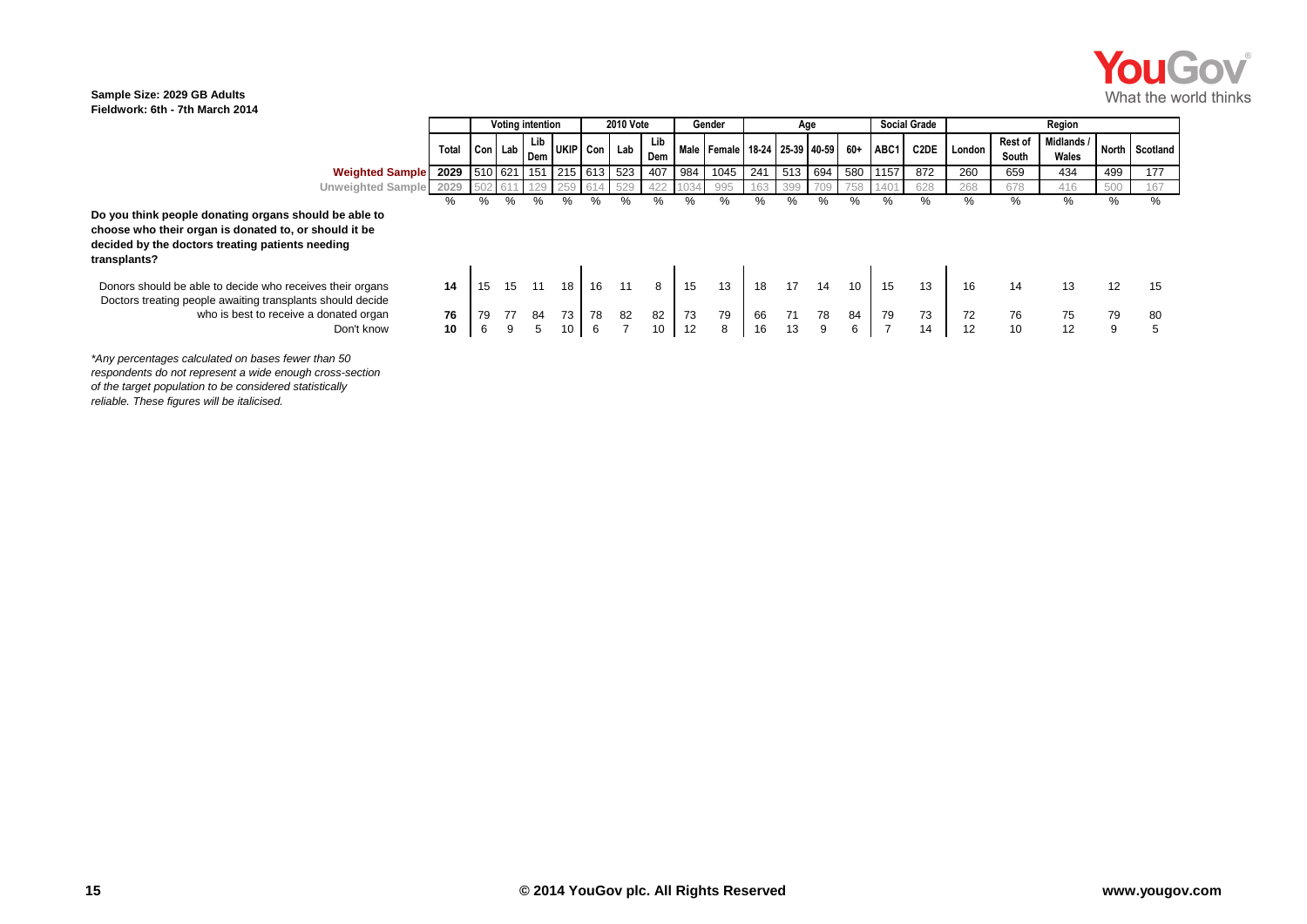**Sample Size: 2029 GB Adults**
**Fieldwork: 6th - 7th March 2014**

| | | Voting intention | | | | 2010 Vote | | | Gender | | Age | | | | Social Grade | | Region | | | | |
|---|---|---|---|---|---|---|---|---|---|---|---|---|---|---|---|---|---|---|---|---|---|
| | Total | Con | Lab | Lib Dem | UKIP | Con | Lab | Lib Dem | Male | Female | 18-24 | 25-39 | 40-59 | 60+ | ABC1 | C2DE | London | Rest of South | Midlands / Wales | North | Scotland |
| Weighted Sample | 2029 | 510 | 621 | 151 | 215 | 613 | 523 | 407 | 984 | 1045 | 241 | 513 | 694 | 580 | 1157 | 872 | 260 | 659 | 434 | 499 | 177 |
| Unweighted Sample | 2029 | 502 | 611 | 129 | 259 | 614 | 529 | 422 | 1034 | 995 | 163 | 399 | 709 | 758 | 1401 | 628 | 268 | 678 | 416 | 500 | 167 |
| | % | % | % | % | % | % | % | % | % | % | % | % | % | % | % | % | % | % | % | % | % |
| **Do you think people donating organs should be able to choose who their organ is donated to, or should it be decided by the doctors treating patients needing transplants?** | | | | | | | | | | | | | | | | | | | | | |
| Donors should be able to decide who receives their organs | **14** | 15 | 15 | 11 | 18 | 16 | 11 | 8 | 15 | 13 | 18 | 17 | 14 | 10 | 15 | 13 | 16 | 14 | 13 | 12 | 15 |
| Doctors treating people awaiting transplants should decide who is best to receive a donated organ | **76** | 79 | 77 | 84 | 73 | 78 | 82 | 82 | 73 | 79 | 66 | 71 | 78 | 84 | 79 | 73 | 72 | 76 | 75 | 79 | 80 |
| Don't know | **10** | 6 | 9 | 5 | 10 | 6 | 7 | 10 | 12 | 8 | 16 | 13 | 9 | 6 | 7 | 14 | 12 | 10 | 12 | 9 | 5 |

*\*Any percentages calculated on bases fewer than 50 respondents do not represent a wide enough cross-section of the target population to be considered statistically reliable. These figures will be italicised.*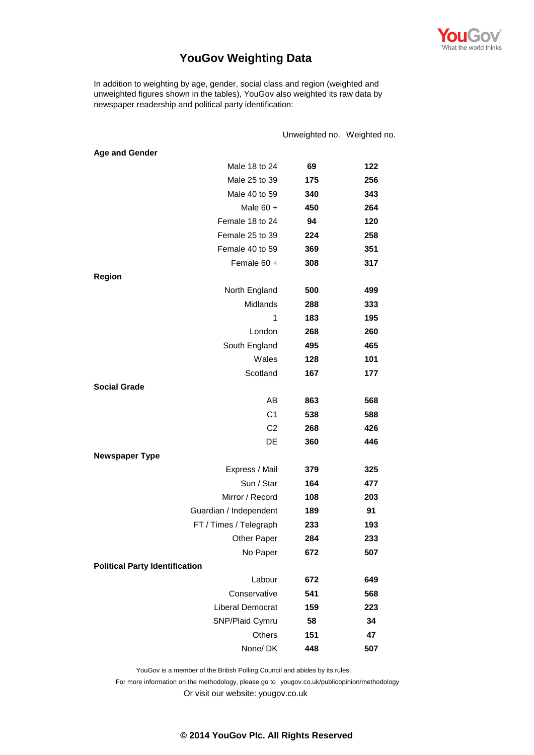# YouGov Weighting Data

In addition to weighting by age, gender, social class and region (weighted and unweighted figures shown in the tables), YouGov also weighted its raw data by newspaper readership and political party identification:

| | Unweighted no. | Weighted no. |
|---|---|---|
| **Age and Gender** | | |
| Male 18 to 24 | **69** | **122** |
| Male 25 to 39 | **175** | **256** |
| Male 40 to 59 | **340** | **343** |
| Male 60 + | **450** | **264** |
| Female 18 to 24 | **94** | **120** |
| Female 25 to 39 | **224** | **258** |
| Female 40 to 59 | **369** | **351** |
| Female 60 + | **308** | **317** |
| **Region** | | |
| North England | **500** | **499** |
| Midlands | **288** | **333** |
| 1 | **183** | **195** |
| London | **268** | **260** |
| South England | **495** | **465** |
| Wales | **128** | **101** |
| Scotland | **167** | **177** |
| **Social Grade** | | |
| AB | **863** | **568** |
| C1 | **538** | **588** |
| C2 | **268** | **426** |
| DE | **360** | **446** |
| **Newspaper Type** | | |
| Express / Mail | **379** | **325** |
| Sun / Star | **164** | **477** |
| Mirror / Record | **108** | **203** |
| Guardian / Independent | **189** | **91** |
| FT / Times / Telegraph | **233** | **193** |
| Other Paper | **284** | **233** |
| No Paper | **672** | **507** |
| **Political Party Identification** | | |
| Labour | **672** | **649** |
| Conservative | **541** | **568** |
| Liberal Democrat | **159** | **223** |
| SNP/Plaid Cymru | **58** | **34** |
| Others | **151** | **47** |
| None/ DK | **448** | **507** |

YouGov is a member of the British Polling Council and abides by its rules.

For more information on the methodology, please go to yougov.co.uk/publicopinion/methodology

Or visit our website: yougov.co.uk

**© 2014 YouGov Plc. All Rights Reserved**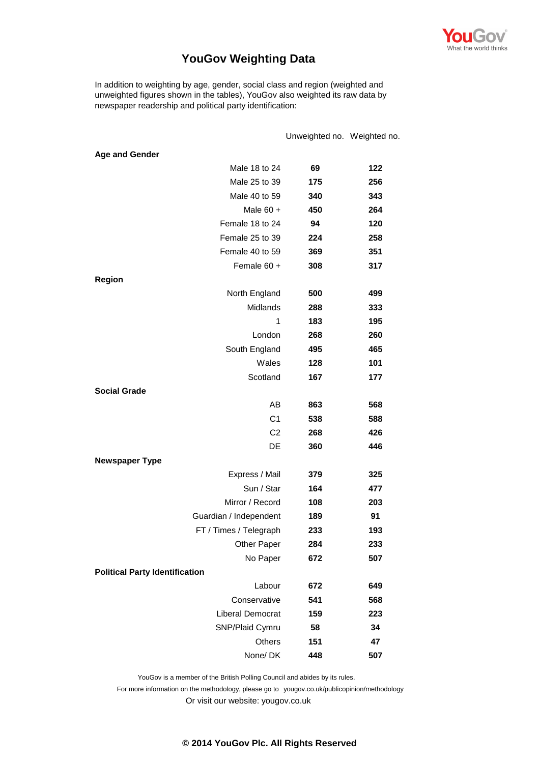# YouGov Weighting Data

In addition to weighting by age, gender, social class and region (weighted and unweighted figures shown in the tables), YouGov also weighted its raw data by newspaper readership and political party identification:

| | Unweighted no. | Weighted no. |
|---|---|---|
| **Age and Gender** | | |
| Male 18 to 24 | **69** | **122** |
| Male 25 to 39 | **175** | **256** |
| Male 40 to 59 | **340** | **343** |
| Male 60 + | **450** | **264** |
| Female 18 to 24 | **94** | **120** |
| Female 25 to 39 | **224** | **258** |
| Female 40 to 59 | **369** | **351** |
| Female 60 + | **308** | **317** |
| **Region** | | |
| North England | **500** | **499** |
| Midlands | **288** | **333** |
| 1 | **183** | **195** |
| London | **268** | **260** |
| South England | **495** | **465** |
| Wales | **128** | **101** |
| Scotland | **167** | **177** |
| **Social Grade** | | |
| AB | **863** | **568** |
| C1 | **538** | **588** |
| C2 | **268** | **426** |
| DE | **360** | **446** |
| **Newspaper Type** | | |
| Express / Mail | **379** | **325** |
| Sun / Star | **164** | **477** |
| Mirror / Record | **108** | **203** |
| Guardian / Independent | **189** | **91** |
| FT / Times / Telegraph | **233** | **193** |
| Other Paper | **284** | **233** |
| No Paper | **672** | **507** |
| **Political Party Identification** | | |
| Labour | **672** | **649** |
| Conservative | **541** | **568** |
| Liberal Democrat | **159** | **223** |
| SNP/Plaid Cymru | **58** | **34** |
| Others | **151** | **47** |
| None/ DK | **448** | **507** |

YouGov is a member of the British Polling Council and abides by its rules.

For more information on the methodology, please go to yougov.co.uk/publicopinion/methodology

Or visit our website: yougov.co.uk

**© 2014 YouGov Plc. All Rights Reserved**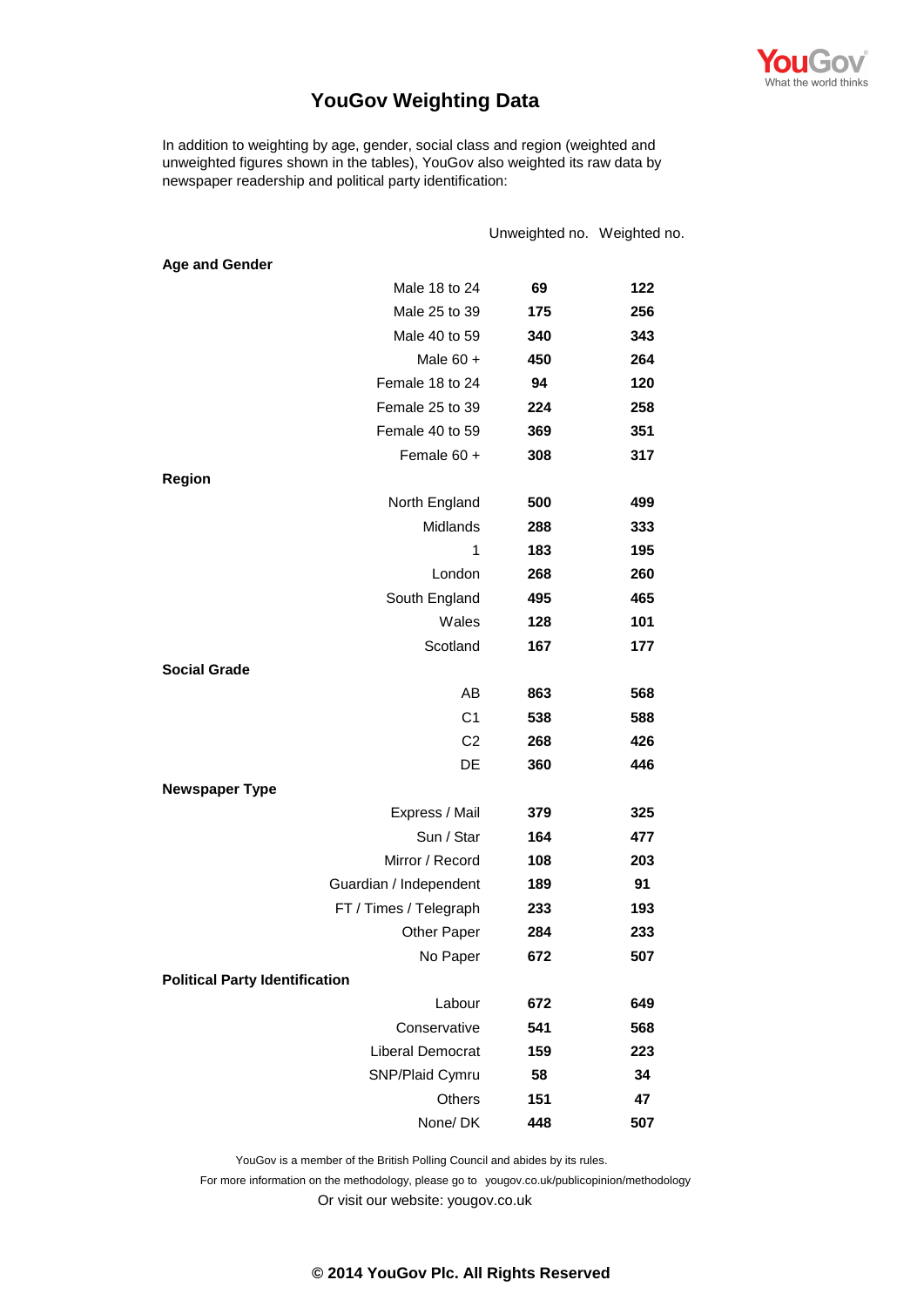# YouGov Weighting Data

In addition to weighting by age, gender, social class and region (weighted and unweighted figures shown in the tables), YouGov also weighted its raw data by newspaper readership and political party identification:

| | | Unweighted no. | Weighted no. |
|---|---|---|---|
| **Age and Gender** | | | |
| | Male 18 to 24 | **69** | **122** |
| | Male 25 to 39 | **175** | **256** |
| | Male 40 to 59 | **340** | **343** |
| | Male 60 + | **450** | **264** |
| | Female 18 to 24 | **94** | **120** |
| | Female 25 to 39 | **224** | **258** |
| | Female 40 to 59 | **369** | **351** |
| | Female 60 + | **308** | **317** |
| **Region** | | | |
| | North England | **500** | **499** |
| | Midlands | **288** | **333** |
| | 1 | **183** | **195** |
| | London | **268** | **260** |
| | South England | **495** | **465** |
| | Wales | **128** | **101** |
| | Scotland | **167** | **177** |
| **Social Grade** | | | |
| | AB | **863** | **568** |
| | C1 | **538** | **588** |
| | C2 | **268** | **426** |
| | DE | **360** | **446** |
| **Newspaper Type** | | | |
| | Express / Mail | **379** | **325** |
| | Sun / Star | **164** | **477** |
| | Mirror / Record | **108** | **203** |
| | Guardian / Independent | **189** | **91** |
| | FT / Times / Telegraph | **233** | **193** |
| | Other Paper | **284** | **233** |
| | No Paper | **672** | **507** |
| **Political Party Identification** | | | |
| | Labour | **672** | **649** |
| | Conservative | **541** | **568** |
| | Liberal Democrat | **159** | **223** |
| | SNP/Plaid Cymru | **58** | **34** |
| | Others | **151** | **47** |
| | None/ DK | **448** | **507** |

YouGov is a member of the British Polling Council and abides by its rules.

For more information on the methodology, please go to yougov.co.uk/publicopinion/methodology

Or visit our website: yougov.co.uk

**© 2014 YouGov Plc. All Rights Reserved**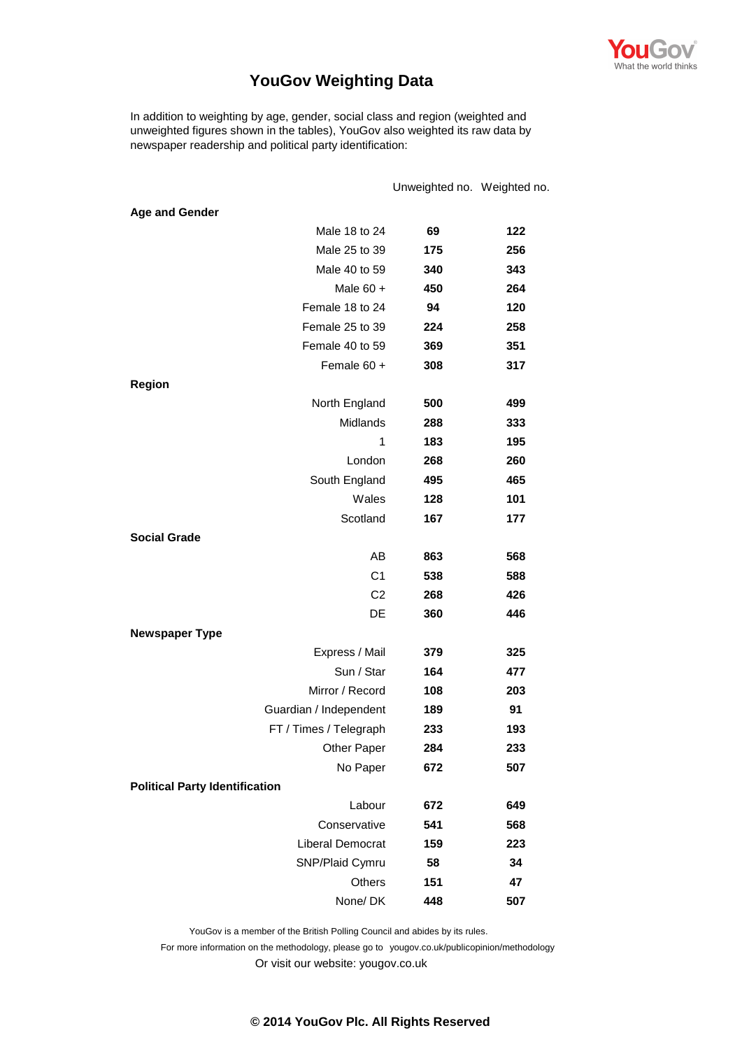# YouGov Weighting Data

In addition to weighting by age, gender, social class and region (weighted and unweighted figures shown in the tables), YouGov also weighted its raw data by newspaper readership and political party identification:

| | Unweighted no. | Weighted no. |
|---|---|---|
| **Age and Gender** | | |
| Male 18 to 24 | **69** | **122** |
| Male 25 to 39 | **175** | **256** |
| Male 40 to 59 | **340** | **343** |
| Male 60 + | **450** | **264** |
| Female 18 to 24 | **94** | **120** |
| Female 25 to 39 | **224** | **258** |
| Female 40 to 59 | **369** | **351** |
| Female 60 + | **308** | **317** |
| **Region** | | |
| North England | **500** | **499** |
| Midlands | **288** | **333** |
| 1 | **183** | **195** |
| London | **268** | **260** |
| South England | **495** | **465** |
| Wales | **128** | **101** |
| Scotland | **167** | **177** |
| **Social Grade** | | |
| AB | **863** | **568** |
| C1 | **538** | **588** |
| C2 | **268** | **426** |
| DE | **360** | **446** |
| **Newspaper Type** | | |
| Express / Mail | **379** | **325** |
| Sun / Star | **164** | **477** |
| Mirror / Record | **108** | **203** |
| Guardian / Independent | **189** | **91** |
| FT / Times / Telegraph | **233** | **193** |
| Other Paper | **284** | **233** |
| No Paper | **672** | **507** |
| **Political Party Identification** | | |
| Labour | **672** | **649** |
| Conservative | **541** | **568** |
| Liberal Democrat | **159** | **223** |
| SNP/Plaid Cymru | **58** | **34** |
| Others | **151** | **47** |
| None/ DK | **448** | **507** |

YouGov is a member of the British Polling Council and abides by its rules.

For more information on the methodology, please go to yougov.co.uk/publicopinion/methodology

Or visit our website: yougov.co.uk

**© 2014 YouGov Plc. All Rights Reserved**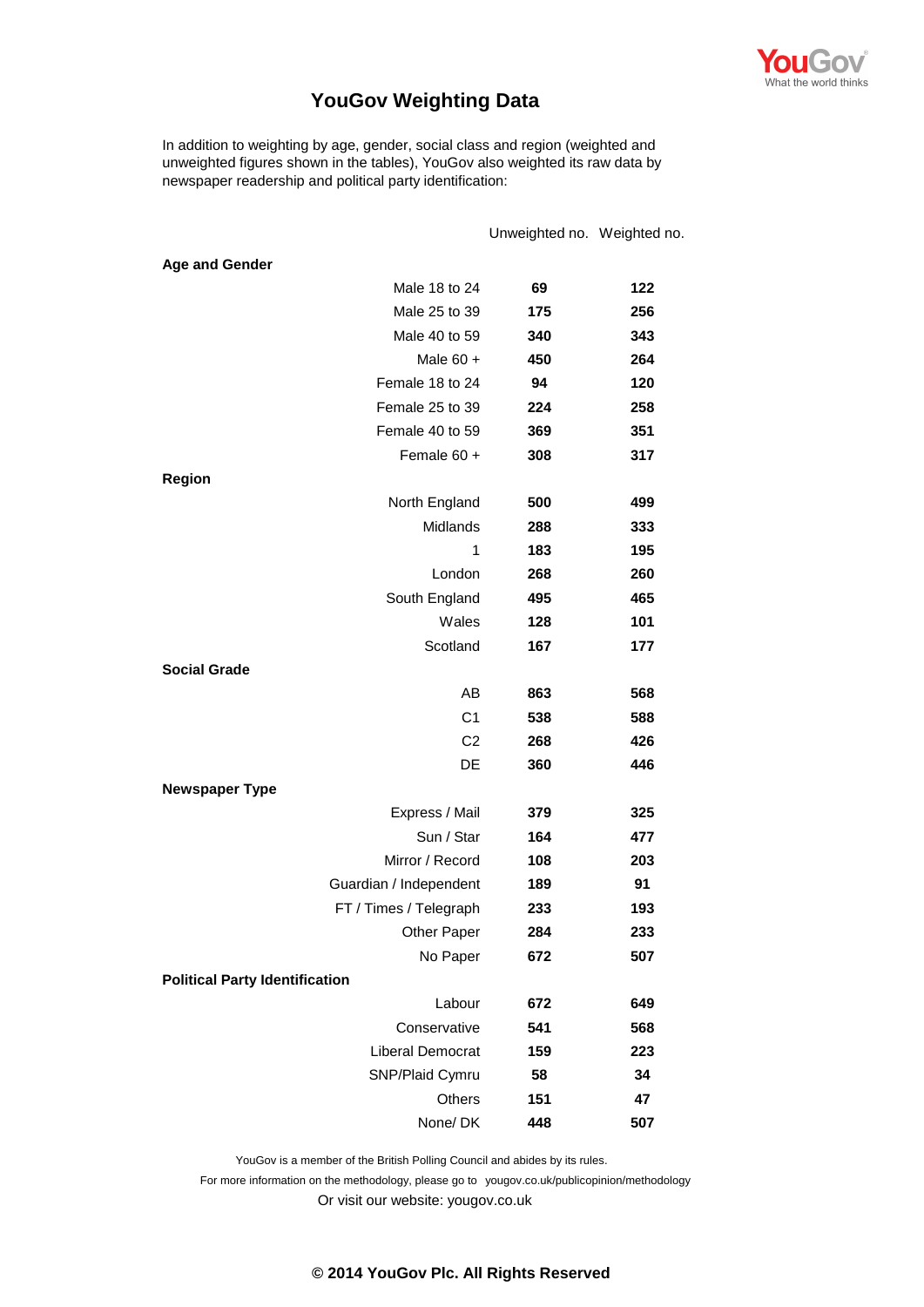# YouGov Weighting Data

In addition to weighting by age, gender, social class and region (weighted and unweighted figures shown in the tables), YouGov also weighted its raw data by newspaper readership and political party identification:

| | | Unweighted no. | Weighted no. |
|---|---|---|---|
| **Age and Gender** | | | |
| | Male 18 to 24 | **69** | **122** |
| | Male 25 to 39 | **175** | **256** |
| | Male 40 to 59 | **340** | **343** |
| | Male 60 + | **450** | **264** |
| | Female 18 to 24 | **94** | **120** |
| | Female 25 to 39 | **224** | **258** |
| | Female 40 to 59 | **369** | **351** |
| | Female 60 + | **308** | **317** |
| **Region** | | | |
| | North England | **500** | **499** |
| | Midlands | **288** | **333** |
| | 1 | **183** | **195** |
| | London | **268** | **260** |
| | South England | **495** | **465** |
| | Wales | **128** | **101** |
| | Scotland | **167** | **177** |
| **Social Grade** | | | |
| | AB | **863** | **568** |
| | C1 | **538** | **588** |
| | C2 | **268** | **426** |
| | DE | **360** | **446** |
| **Newspaper Type** | | | |
| | Express / Mail | **379** | **325** |
| | Sun / Star | **164** | **477** |
| | Mirror / Record | **108** | **203** |
| | Guardian / Independent | **189** | **91** |
| | FT / Times / Telegraph | **233** | **193** |
| | Other Paper | **284** | **233** |
| | No Paper | **672** | **507** |
| **Political Party Identification** | | | |
| | Labour | **672** | **649** |
| | Conservative | **541** | **568** |
| | Liberal Democrat | **159** | **223** |
| | SNP/Plaid Cymru | **58** | **34** |
| | Others | **151** | **47** |
| | None/ DK | **448** | **507** |

YouGov is a member of the British Polling Council and abides by its rules.

For more information on the methodology, please go to yougov.co.uk/publicopinion/methodology

Or visit our website: yougov.co.uk

**© 2014 YouGov Plc. All Rights Reserved**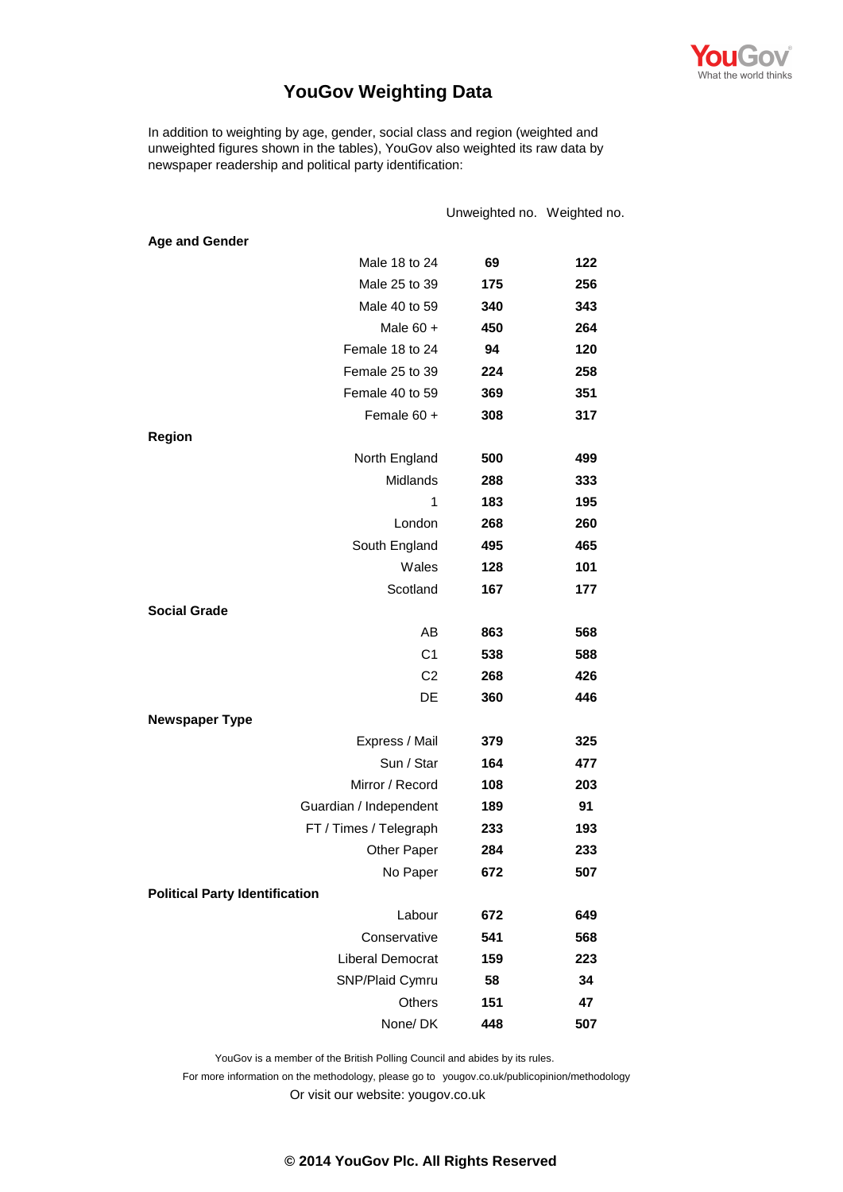# YouGov Weighting Data

In addition to weighting by age, gender, social class and region (weighted and unweighted figures shown in the tables), YouGov also weighted its raw data by newspaper readership and political party identification:

| | Unweighted no. | Weighted no. |
|---|---|---|
| **Age and Gender** | | |
| Male 18 to 24 | **69** | **122** |
| Male 25 to 39 | **175** | **256** |
| Male 40 to 59 | **340** | **343** |
| Male 60 + | **450** | **264** |
| Female 18 to 24 | **94** | **120** |
| Female 25 to 39 | **224** | **258** |
| Female 40 to 59 | **369** | **351** |
| Female 60 + | **308** | **317** |
| **Region** | | |
| North England | **500** | **499** |
| Midlands | **288** | **333** |
| 1 | **183** | **195** |
| London | **268** | **260** |
| South England | **495** | **465** |
| Wales | **128** | **101** |
| Scotland | **167** | **177** |
| **Social Grade** | | |
| AB | **863** | **568** |
| C1 | **538** | **588** |
| C2 | **268** | **426** |
| DE | **360** | **446** |
| **Newspaper Type** | | |
| Express / Mail | **379** | **325** |
| Sun / Star | **164** | **477** |
| Mirror / Record | **108** | **203** |
| Guardian / Independent | **189** | **91** |
| FT / Times / Telegraph | **233** | **193** |
| Other Paper | **284** | **233** |
| No Paper | **672** | **507** |
| **Political Party Identification** | | |
| Labour | **672** | **649** |
| Conservative | **541** | **568** |
| Liberal Democrat | **159** | **223** |
| SNP/Plaid Cymru | **58** | **34** |
| Others | **151** | **47** |
| None/ DK | **448** | **507** |

YouGov is a member of the British Polling Council and abides by its rules.

For more information on the methodology, please go to yougov.co.uk/publicopinion/methodology

Or visit our website: yougov.co.uk

**© 2014 YouGov Plc. All Rights Reserved**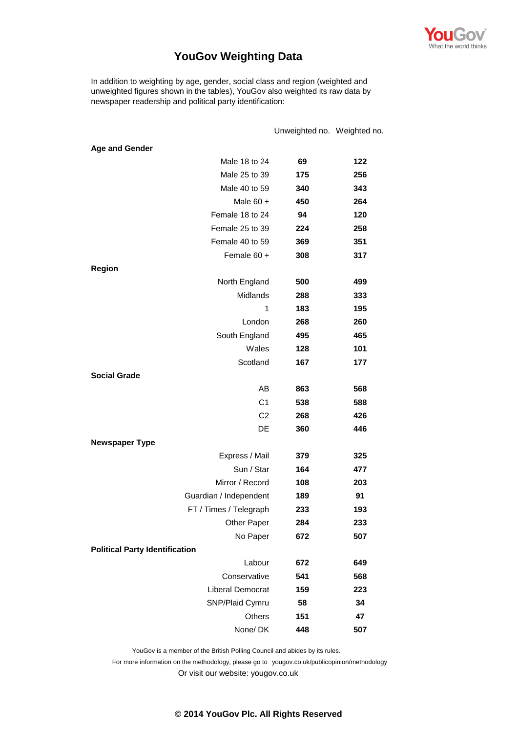# YouGov Weighting Data

In addition to weighting by age, gender, social class and region (weighted and unweighted figures shown in the tables), YouGov also weighted its raw data by newspaper readership and political party identification:

| | Unweighted no. | Weighted no. |
|---|---|---|
| **Age and Gender** | | |
| Male 18 to 24 | **69** | **122** |
| Male 25 to 39 | **175** | **256** |
| Male 40 to 59 | **340** | **343** |
| Male 60 + | **450** | **264** |
| Female 18 to 24 | **94** | **120** |
| Female 25 to 39 | **224** | **258** |
| Female 40 to 59 | **369** | **351** |
| Female 60 + | **308** | **317** |
| **Region** | | |
| North England | **500** | **499** |
| Midlands | **288** | **333** |
| 1 | **183** | **195** |
| London | **268** | **260** |
| South England | **495** | **465** |
| Wales | **128** | **101** |
| Scotland | **167** | **177** |
| **Social Grade** | | |
| AB | **863** | **568** |
| C1 | **538** | **588** |
| C2 | **268** | **426** |
| DE | **360** | **446** |
| **Newspaper Type** | | |
| Express / Mail | **379** | **325** |
| Sun / Star | **164** | **477** |
| Mirror / Record | **108** | **203** |
| Guardian / Independent | **189** | **91** |
| FT / Times / Telegraph | **233** | **193** |
| Other Paper | **284** | **233** |
| No Paper | **672** | **507** |
| **Political Party Identification** | | |
| Labour | **672** | **649** |
| Conservative | **541** | **568** |
| Liberal Democrat | **159** | **223** |
| SNP/Plaid Cymru | **58** | **34** |
| Others | **151** | **47** |
| None/ DK | **448** | **507** |

YouGov is a member of the British Polling Council and abides by its rules.

For more information on the methodology, please go to yougov.co.uk/publicopinion/methodology

Or visit our website: yougov.co.uk

**© 2014 YouGov Plc. All Rights Reserved**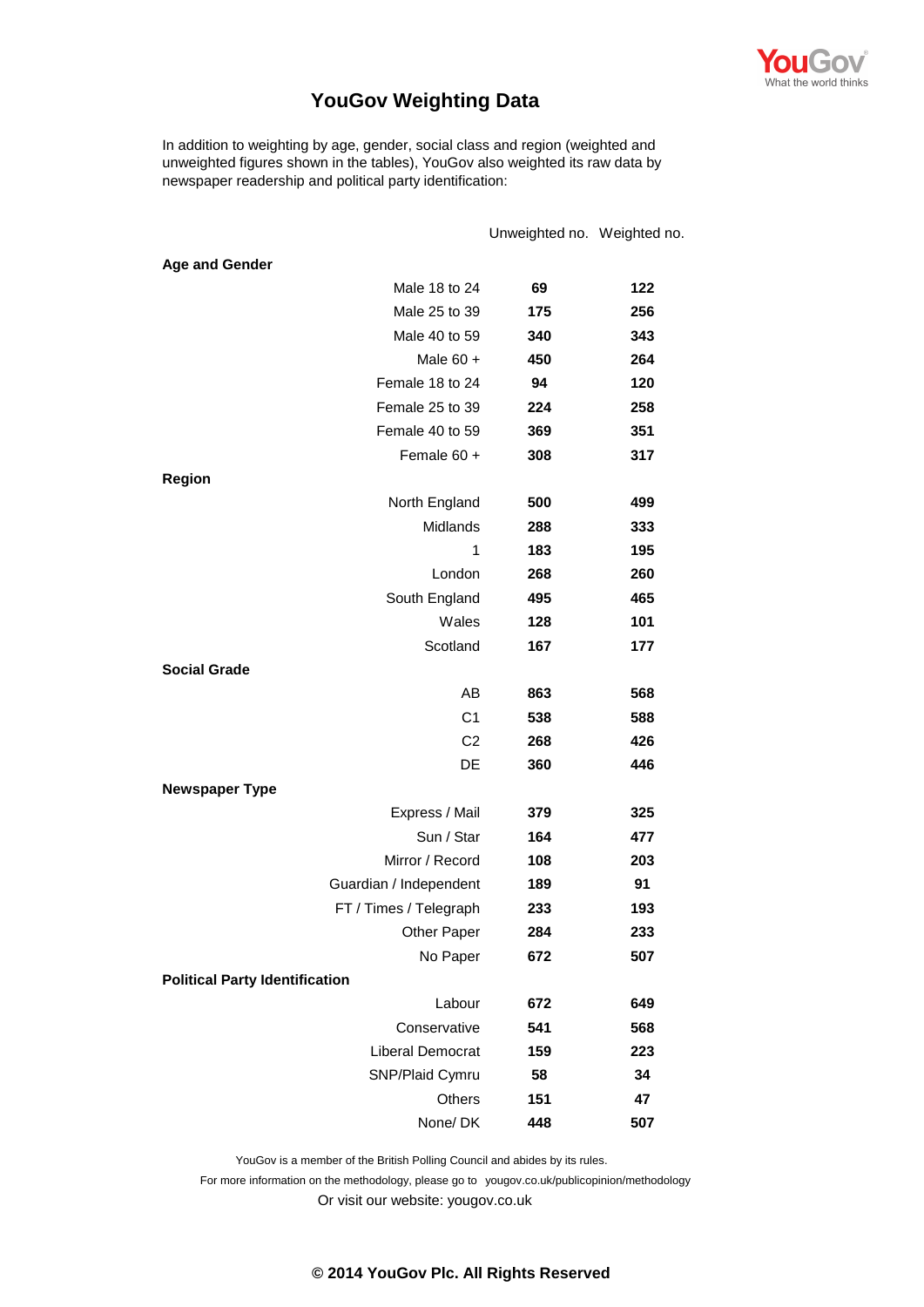# YouGov Weighting Data

In addition to weighting by age, gender, social class and region (weighted and unweighted figures shown in the tables), YouGov also weighted its raw data by newspaper readership and political party identification:

| | Unweighted no. | Weighted no. |
|---|---|---|
| **Age and Gender** | | |
| Male 18 to 24 | **69** | **122** |
| Male 25 to 39 | **175** | **256** |
| Male 40 to 59 | **340** | **343** |
| Male 60 + | **450** | **264** |
| Female 18 to 24 | **94** | **120** |
| Female 25 to 39 | **224** | **258** |
| Female 40 to 59 | **369** | **351** |
| Female 60 + | **308** | **317** |
| **Region** | | |
| North England | **500** | **499** |
| Midlands | **288** | **333** |
| 1 | **183** | **195** |
| London | **268** | **260** |
| South England | **495** | **465** |
| Wales | **128** | **101** |
| Scotland | **167** | **177** |
| **Social Grade** | | |
| AB | **863** | **568** |
| C1 | **538** | **588** |
| C2 | **268** | **426** |
| DE | **360** | **446** |
| **Newspaper Type** | | |
| Express / Mail | **379** | **325** |
| Sun / Star | **164** | **477** |
| Mirror / Record | **108** | **203** |
| Guardian / Independent | **189** | **91** |
| FT / Times / Telegraph | **233** | **193** |
| Other Paper | **284** | **233** |
| No Paper | **672** | **507** |
| **Political Party Identification** | | |
| Labour | **672** | **649** |
| Conservative | **541** | **568** |
| Liberal Democrat | **159** | **223** |
| SNP/Plaid Cymru | **58** | **34** |
| Others | **151** | **47** |
| None/ DK | **448** | **507** |

YouGov is a member of the British Polling Council and abides by its rules.

For more information on the methodology, please go to yougov.co.uk/publicopinion/methodology

Or visit our website: yougov.co.uk

**© 2014 YouGov Plc. All Rights Reserved**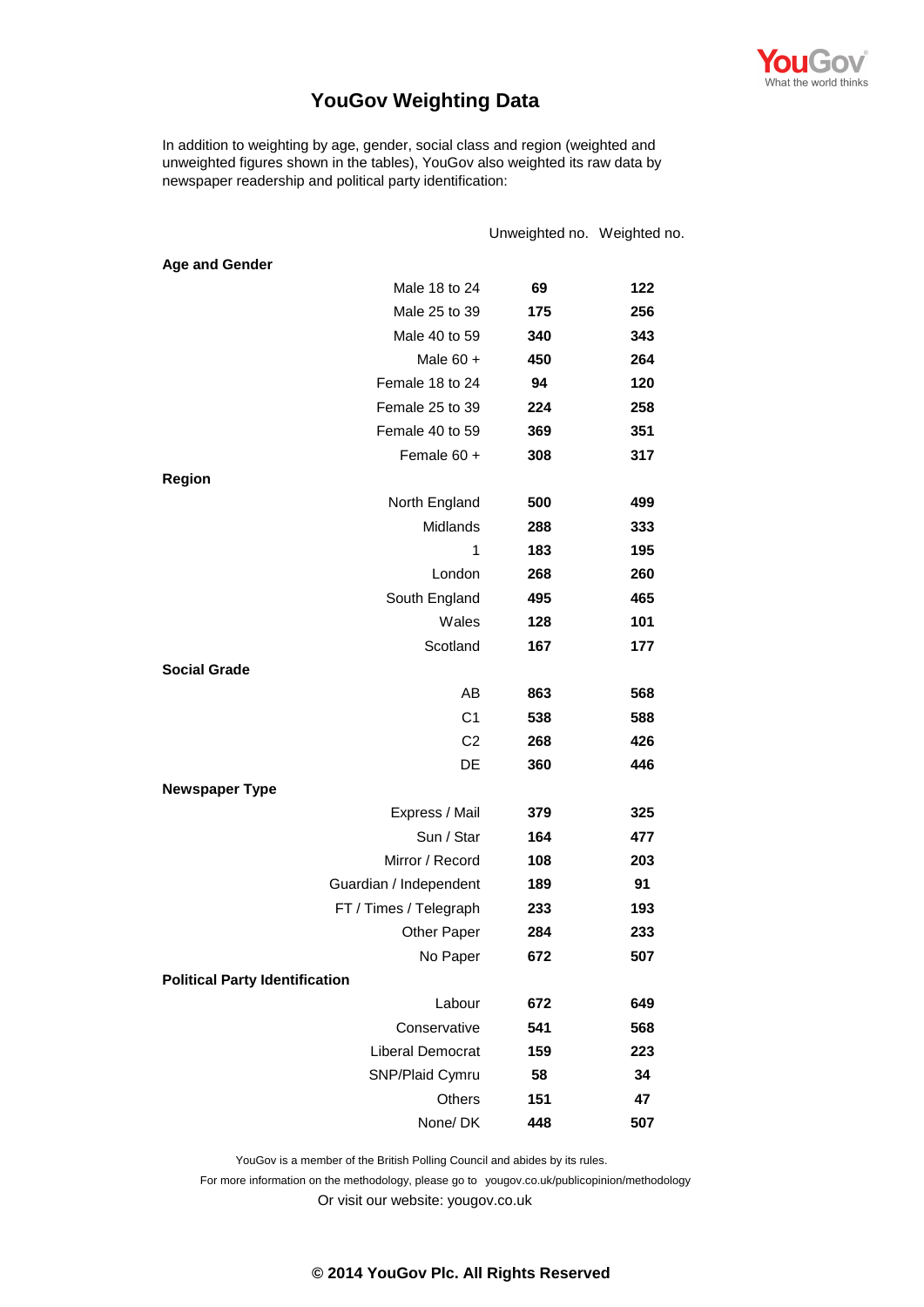# YouGov Weighting Data

In addition to weighting by age, gender, social class and region (weighted and unweighted figures shown in the tables), YouGov also weighted its raw data by newspaper readership and political party identification:

| | Unweighted no. | Weighted no. |
|---|---|---|
| **Age and Gender** | | |
| Male 18 to 24 | **69** | **122** |
| Male 25 to 39 | **175** | **256** |
| Male 40 to 59 | **340** | **343** |
| Male 60 + | **450** | **264** |
| Female 18 to 24 | **94** | **120** |
| Female 25 to 39 | **224** | **258** |
| Female 40 to 59 | **369** | **351** |
| Female 60 + | **308** | **317** |
| **Region** | | |
| North England | **500** | **499** |
| Midlands | **288** | **333** |
| 1 | **183** | **195** |
| London | **268** | **260** |
| South England | **495** | **465** |
| Wales | **128** | **101** |
| Scotland | **167** | **177** |
| **Social Grade** | | |
| AB | **863** | **568** |
| C1 | **538** | **588** |
| C2 | **268** | **426** |
| DE | **360** | **446** |
| **Newspaper Type** | | |
| Express / Mail | **379** | **325** |
| Sun / Star | **164** | **477** |
| Mirror / Record | **108** | **203** |
| Guardian / Independent | **189** | **91** |
| FT / Times / Telegraph | **233** | **193** |
| Other Paper | **284** | **233** |
| No Paper | **672** | **507** |
| **Political Party Identification** | | |
| Labour | **672** | **649** |
| Conservative | **541** | **568** |
| Liberal Democrat | **159** | **223** |
| SNP/Plaid Cymru | **58** | **34** |
| Others | **151** | **47** |
| None/ DK | **448** | **507** |

YouGov is a member of the British Polling Council and abides by its rules.

For more information on the methodology, please go to yougov.co.uk/publicopinion/methodology

Or visit our website: yougov.co.uk

**© 2014 YouGov Plc. All Rights Reserved**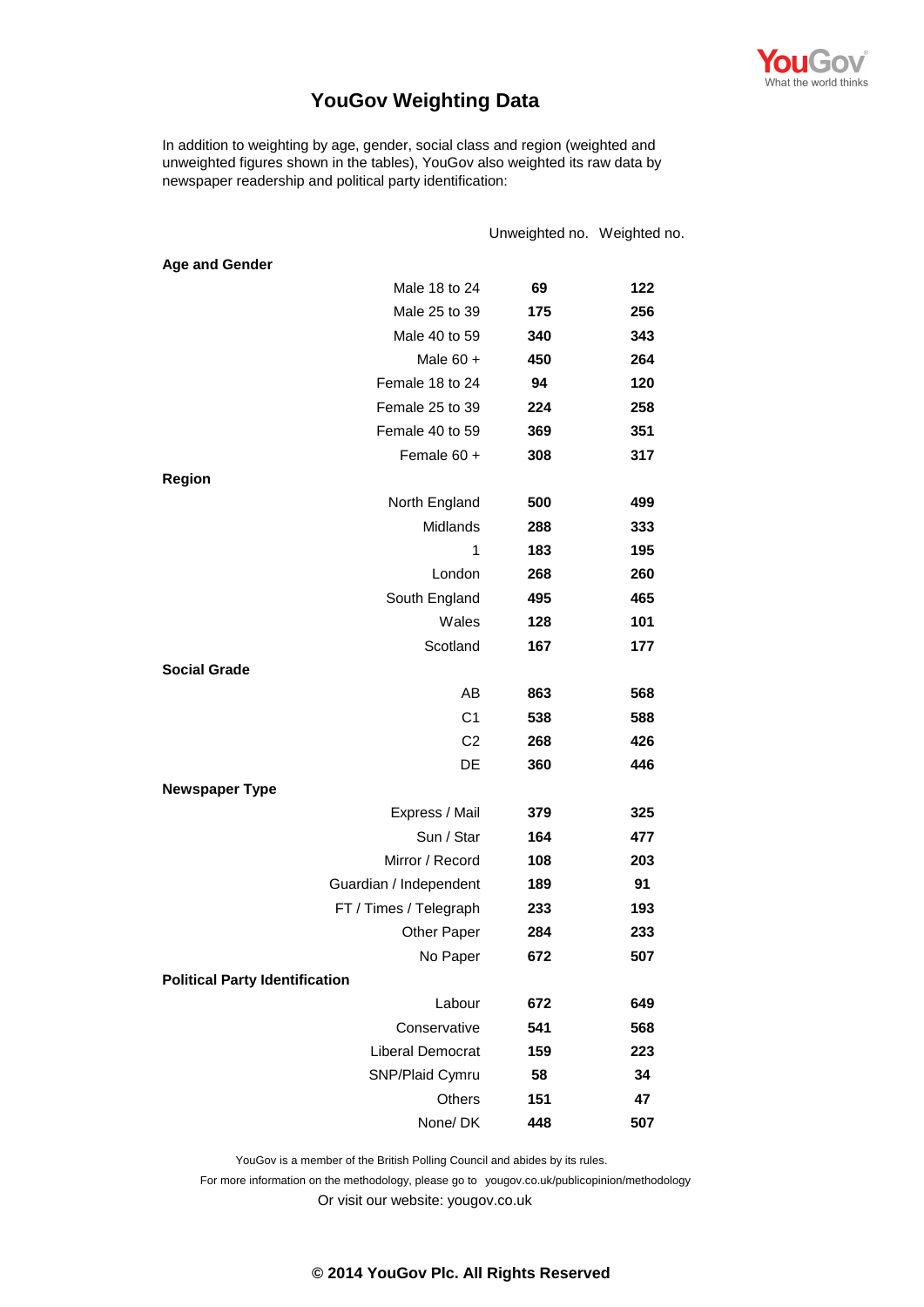# YouGov Weighting Data

In addition to weighting by age, gender, social class and region (weighted and unweighted figures shown in the tables), YouGov also weighted its raw data by newspaper readership and political party identification:

| | | Unweighted no. | Weighted no. |
|---|---|---|---|
| **Age and Gender** | | | |
| | Male 18 to 24 | **69** | **122** |
| | Male 25 to 39 | **175** | **256** |
| | Male 40 to 59 | **340** | **343** |
| | Male 60 + | **450** | **264** |
| | Female 18 to 24 | **94** | **120** |
| | Female 25 to 39 | **224** | **258** |
| | Female 40 to 59 | **369** | **351** |
| | Female 60 + | **308** | **317** |
| **Region** | | | |
| | North England | **500** | **499** |
| | Midlands | **288** | **333** |
| | 1 | **183** | **195** |
| | London | **268** | **260** |
| | South England | **495** | **465** |
| | Wales | **128** | **101** |
| | Scotland | **167** | **177** |
| **Social Grade** | | | |
| | AB | **863** | **568** |
| | C1 | **538** | **588** |
| | C2 | **268** | **426** |
| | DE | **360** | **446** |
| **Newspaper Type** | | | |
| | Express / Mail | **379** | **325** |
| | Sun / Star | **164** | **477** |
| | Mirror / Record | **108** | **203** |
| | Guardian / Independent | **189** | **91** |
| | FT / Times / Telegraph | **233** | **193** |
| | Other Paper | **284** | **233** |
| | No Paper | **672** | **507** |
| **Political Party Identification** | | | |
| | Labour | **672** | **649** |
| | Conservative | **541** | **568** |
| | Liberal Democrat | **159** | **223** |
| | SNP/Plaid Cymru | **58** | **34** |
| | Others | **151** | **47** |
| | None/ DK | **448** | **507** |

YouGov is a member of the British Polling Council and abides by its rules.

For more information on the methodology, please go to yougov.co.uk/publicopinion/methodology

Or visit our website: yougov.co.uk

**© 2014 YouGov Plc. All Rights Reserved**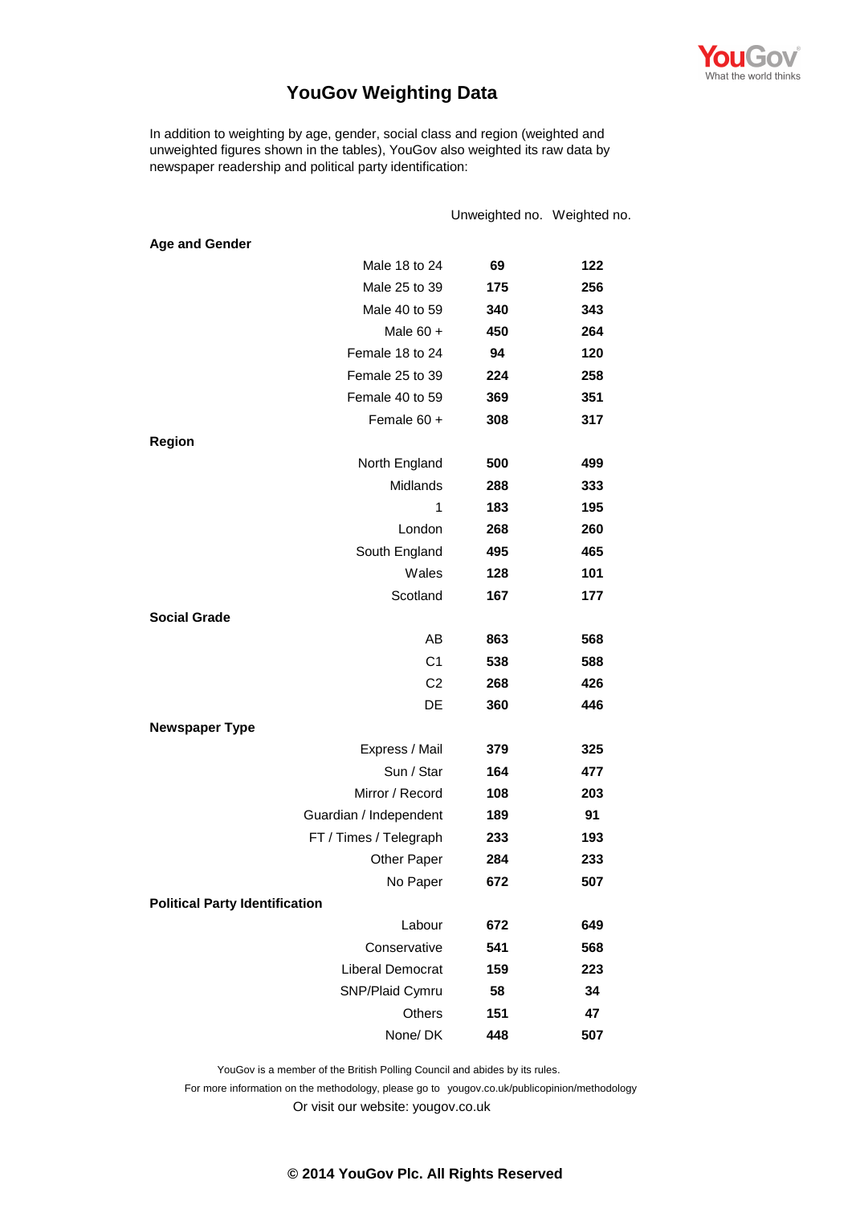# YouGov Weighting Data

In addition to weighting by age, gender, social class and region (weighted and unweighted figures shown in the tables), YouGov also weighted its raw data by newspaper readership and political party identification:

| | | Unweighted no. | Weighted no. |
|---|---|---|---|
| **Age and Gender** | | | |
| | Male 18 to 24 | **69** | **122** |
| | Male 25 to 39 | **175** | **256** |
| | Male 40 to 59 | **340** | **343** |
| | Male 60 + | **450** | **264** |
| | Female 18 to 24 | **94** | **120** |
| | Female 25 to 39 | **224** | **258** |
| | Female 40 to 59 | **369** | **351** |
| | Female 60 + | **308** | **317** |
| **Region** | | | |
| | North England | **500** | **499** |
| | Midlands | **288** | **333** |
| | 1 | **183** | **195** |
| | London | **268** | **260** |
| | South England | **495** | **465** |
| | Wales | **128** | **101** |
| | Scotland | **167** | **177** |
| **Social Grade** | | | |
| | AB | **863** | **568** |
| | C1 | **538** | **588** |
| | C2 | **268** | **426** |
| | DE | **360** | **446** |
| **Newspaper Type** | | | |
| | Express / Mail | **379** | **325** |
| | Sun / Star | **164** | **477** |
| | Mirror / Record | **108** | **203** |
| | Guardian / Independent | **189** | **91** |
| | FT / Times / Telegraph | **233** | **193** |
| | Other Paper | **284** | **233** |
| | No Paper | **672** | **507** |
| **Political Party Identification** | | | |
| | Labour | **672** | **649** |
| | Conservative | **541** | **568** |
| | Liberal Democrat | **159** | **223** |
| | SNP/Plaid Cymru | **58** | **34** |
| | Others | **151** | **47** |
| | None/ DK | **448** | **507** |

YouGov is a member of the British Polling Council and abides by its rules.

For more information on the methodology, please go to yougov.co.uk/publicopinion/methodology

Or visit our website: yougov.co.uk

**© 2014 YouGov Plc. All Rights Reserved**